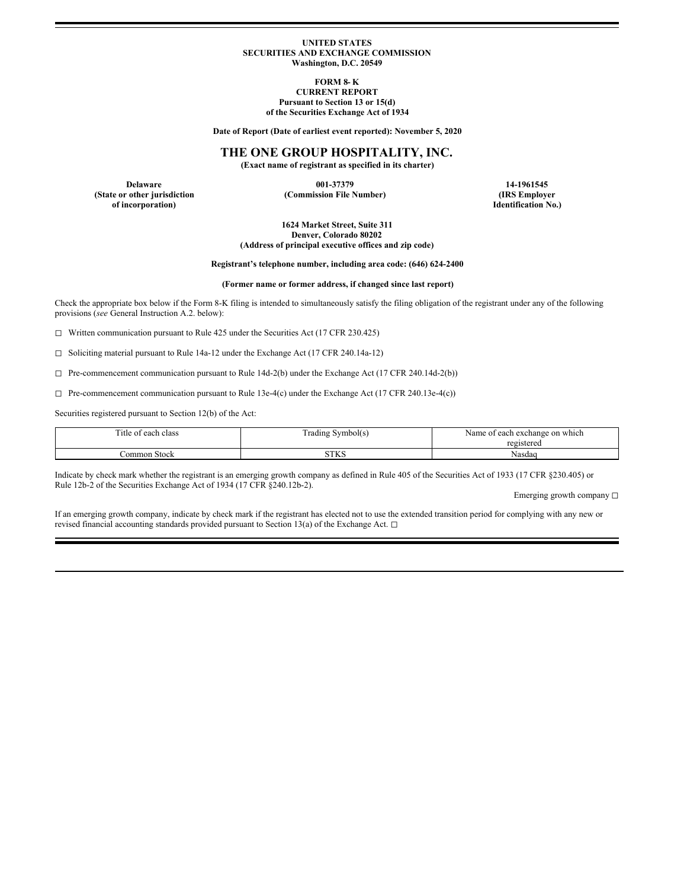**UNITED STATES**
**SECURITIES AND EXCHANGE COMMISSION**
**Washington, D.C. 20549**

**FORM 8- K**
**CURRENT REPORT**
**Pursuant to Section 13 or 15(d)**
**of the Securities Exchange Act of 1934**

**Date of Report (Date of earliest event reported): November 5, 2020**

# THE ONE GROUP HOSPITALITY, INC.

**(Exact name of registrant as specified in its charter)**

| Delaware | 001-37379 | 14-1961545 |
|---|---|---|
| (State or other jurisdiction of incorporation) | (Commission File Number) | (IRS Employer Identification No.) |

**1624 Market Street, Suite 311**
**Denver, Colorado 80202**
**(Address of principal executive offices and zip code)**

**Registrant's telephone number, including area code: (646) 624-2400**

**(Former name or former address, if changed since last report)**

Check the appropriate box below if the Form 8-K filing is intended to simultaneously satisfy the filing obligation of the registrant under any of the following provisions (*see* General Instruction A.2. below):

☐ Written communication pursuant to Rule 425 under the Securities Act (17 CFR 230.425)

☐ Soliciting material pursuant to Rule 14a-12 under the Exchange Act (17 CFR 240.14a-12)

☐ Pre-commencement communication pursuant to Rule 14d-2(b) under the Exchange Act (17 CFR 240.14d-2(b))

☐ Pre-commencement communication pursuant to Rule 13e-4(c) under the Exchange Act (17 CFR 240.13e-4(c))

Securities registered pursuant to Section 12(b) of the Act:

| Title of each class | Trading Symbol(s) | Name of each exchange on which registered |
|---|---|---|
| Common Stock | STKS | Nasdaq |

Indicate by check mark whether the registrant is an emerging growth company as defined in Rule 405 of the Securities Act of 1933 (17 CFR §230.405) or Rule 12b-2 of the Securities Exchange Act of 1934 (17 CFR §240.12b-2).

Emerging growth company ☐

If an emerging growth company, indicate by check mark if the registrant has elected not to use the extended transition period for complying with any new or revised financial accounting standards provided pursuant to Section 13(a) of the Exchange Act. ☐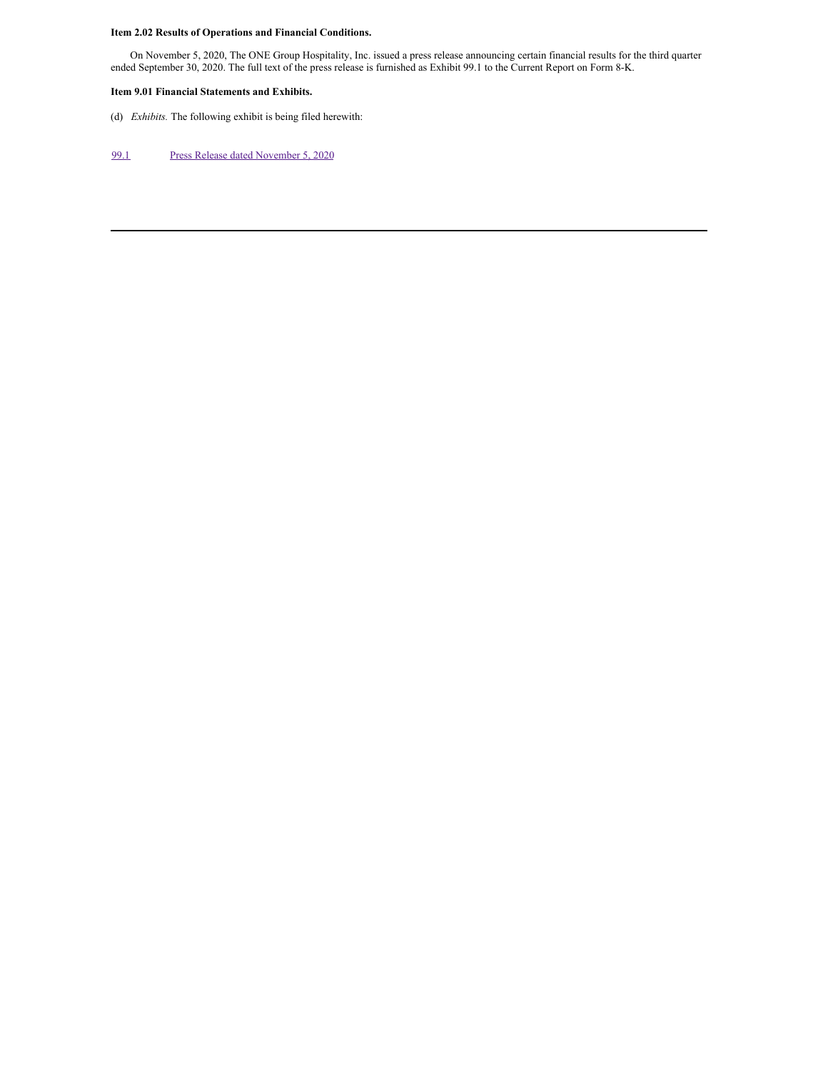**Item 2.02 Results of Operations and Financial Conditions.**

On November 5, 2020, The ONE Group Hospitality, Inc. issued a press release announcing certain financial results for the third quarter ended September 30, 2020. The full text of the press release is furnished as Exhibit 99.1 to the Current Report on Form 8-K.

**Item 9.01 Financial Statements and Exhibits.**

(d) *Exhibits.* The following exhibit is being filed herewith:

| | |
|---|---|
| 99.1 | Press Release dated November 5, 2020 |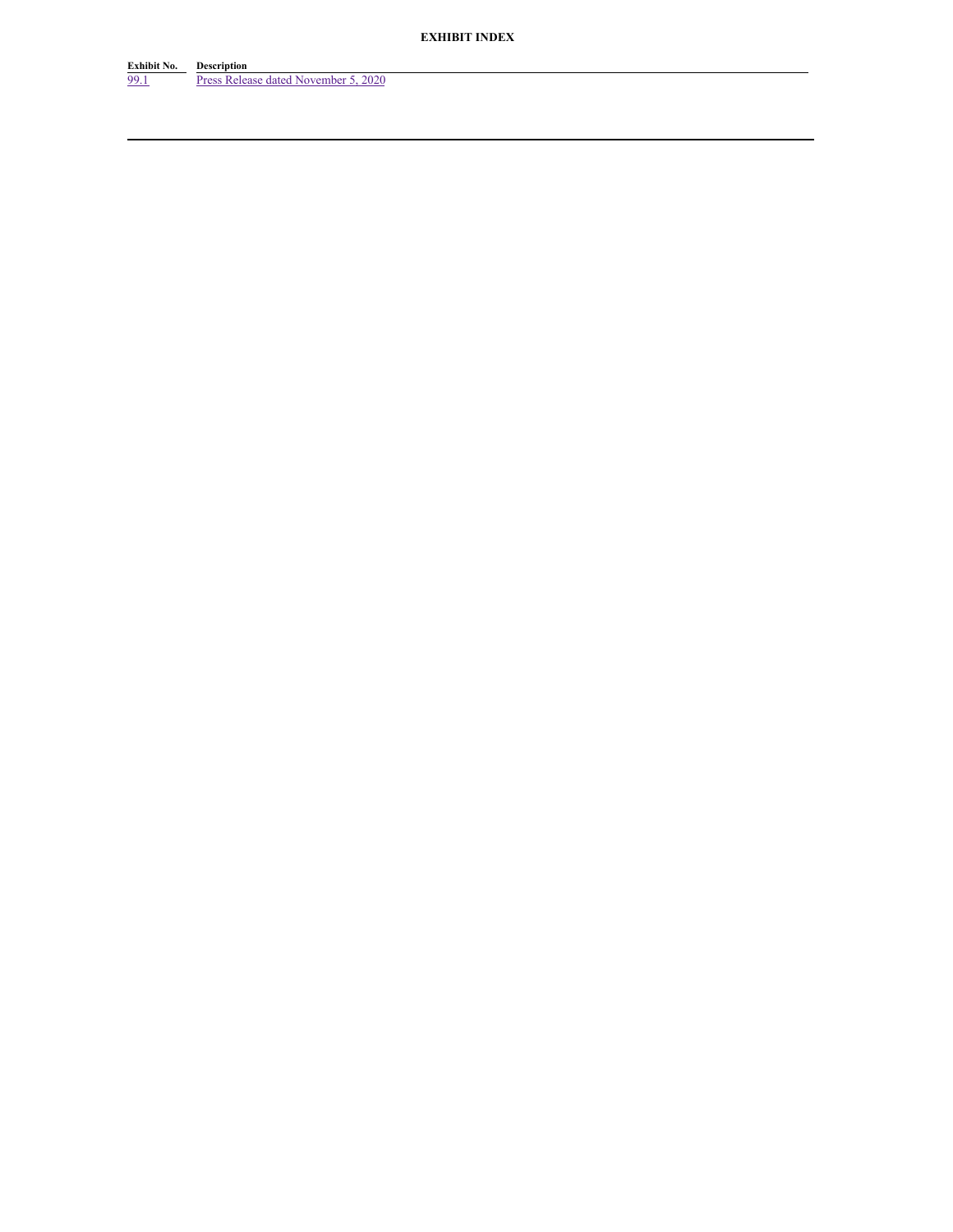**EXHIBIT INDEX**

| Exhibit No. | Description |
| --- | --- |
| 99.1 | Press Release dated November 5, 2020 |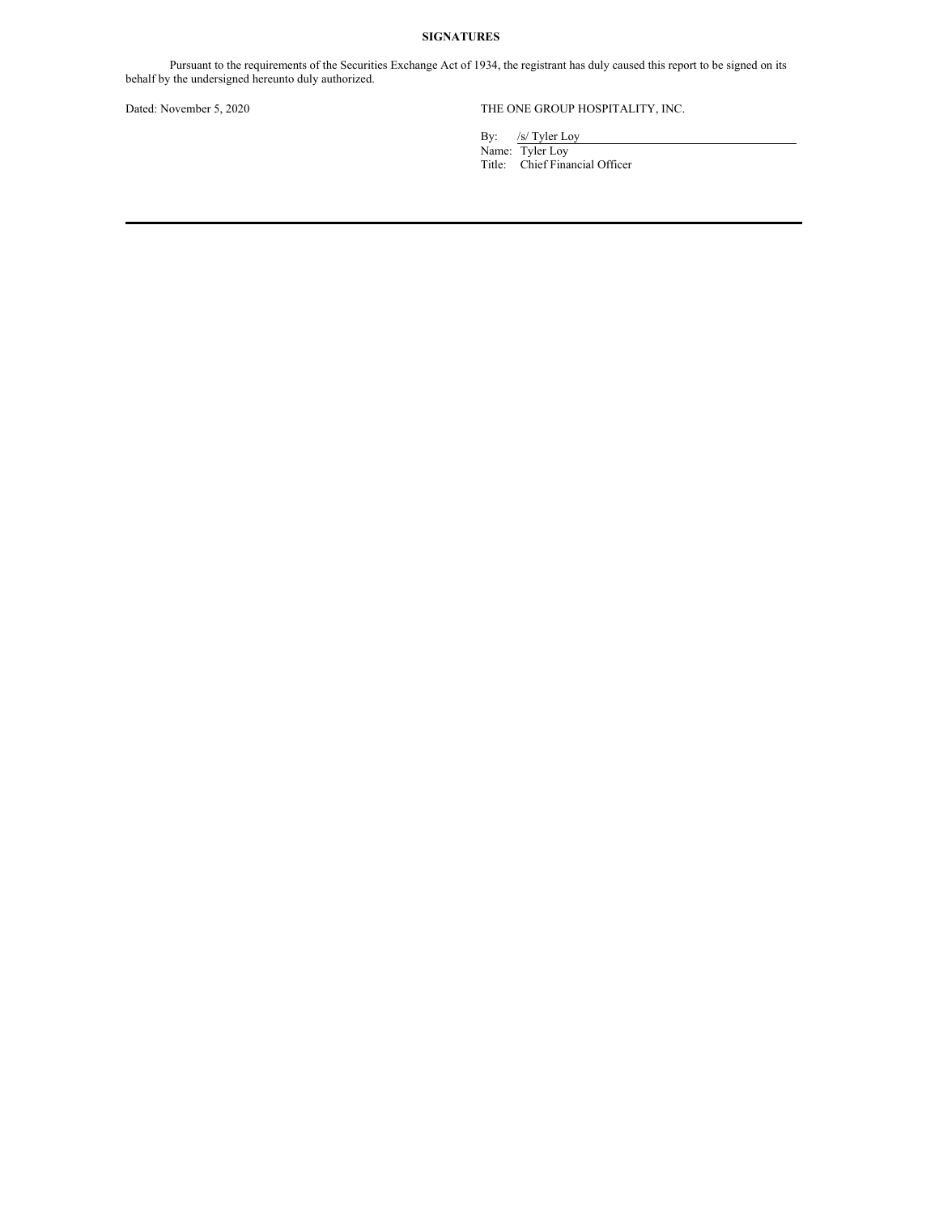**SIGNATURES**

Pursuant to the requirements of the Securities Exchange Act of 1934, the registrant has duly caused this report to be signed on its behalf by the undersigned hereunto duly authorized.

Dated: November 5, 2020

THE ONE GROUP HOSPITALITY, INC.

By: /s/ Tyler Loy
Name: Tyler Loy
Title: Chief Financial Officer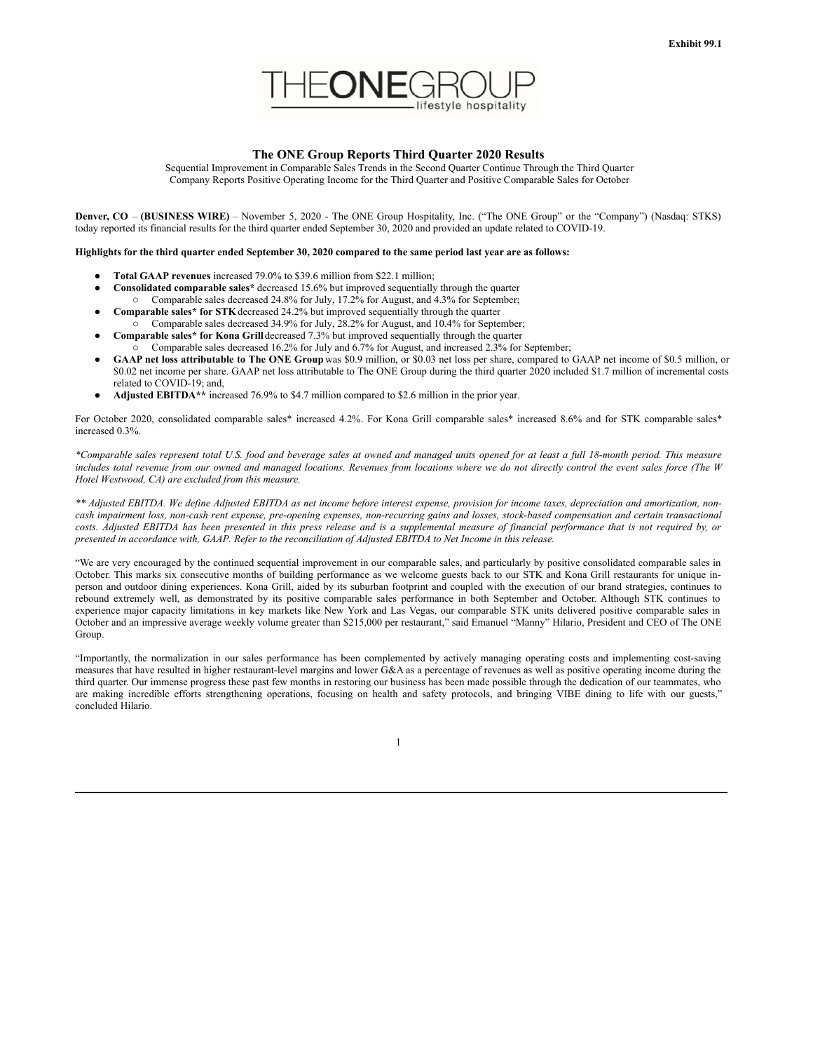Exhibit 99.1

THEONEGROUP
lifestyle hospitality

# The ONE Group Reports Third Quarter 2020 Results

Sequential Improvement in Comparable Sales Trends in the Second Quarter Continue Through the Third Quarter
Company Reports Positive Operating Income for the Third Quarter and Positive Comparable Sales for October

**Denver, CO** – **(BUSINESS WIRE)** – November 5, 2020 - The ONE Group Hospitality, Inc. ("The ONE Group" or the "Company") (Nasdaq: STKS) today reported its financial results for the third quarter ended September 30, 2020 and provided an update related to COVID-19.

**Highlights for the third quarter ended September 30, 2020 compared to the same period last year are as follows:**

- **Total GAAP revenues** increased 79.0% to $39.6 million from $22.1 million;
- **Consolidated comparable sales*** decreased 15.6% but improved sequentially through the quarter
  - Comparable sales decreased 24.8% for July, 17.2% for August, and 4.3% for September;
- **Comparable sales* for STK** decreased 24.2% but improved sequentially through the quarter
  - Comparable sales decreased 34.9% for July, 28.2% for August, and 10.4% for September;
- **Comparable sales* for Kona Grill** decreased 7.3% but improved sequentially through the quarter
  - Comparable sales decreased 16.2% for July and 6.7% for August, and increased 2.3% for September;
- **GAAP net loss attributable to The ONE Group** was $0.9 million, or $0.03 net loss per share, compared to GAAP net income of $0.5 million, or $0.02 net income per share. GAAP net loss attributable to The ONE Group during the third quarter 2020 included $1.7 million of incremental costs related to COVID-19; and,
- **Adjusted EBITDA**** increased 76.9% to $4.7 million compared to $2.6 million in the prior year.

For October 2020, consolidated comparable sales* increased 4.2%. For Kona Grill comparable sales* increased 8.6% and for STK comparable sales* increased 0.3%.

*\*Comparable sales represent total U.S. food and beverage sales at owned and managed units opened for at least a full 18-month period. This measure includes total revenue from our owned and managed locations. Revenues from locations where we do not directly control the event sales force (The W Hotel Westwood, CA) are excluded from this measure.*

*\*\* Adjusted EBITDA. We define Adjusted EBITDA as net income before interest expense, provision for income taxes, depreciation and amortization, non-cash impairment loss, non-cash rent expense, pre-opening expenses, non-recurring gains and losses, stock-based compensation and certain transactional costs. Adjusted EBITDA has been presented in this press release and is a supplemental measure of financial performance that is not required by, or presented in accordance with, GAAP. Refer to the reconciliation of Adjusted EBITDA to Net Income in this release.*

"We are very encouraged by the continued sequential improvement in our comparable sales, and particularly by positive consolidated comparable sales in October. This marks six consecutive months of building performance as we welcome guests back to our STK and Kona Grill restaurants for unique in-person and outdoor dining experiences. Kona Grill, aided by its suburban footprint and coupled with the execution of our brand strategies, continues to rebound extremely well, as demonstrated by its positive comparable sales performance in both September and October. Although STK continues to experience major capacity limitations in key markets like New York and Las Vegas, our comparable STK units delivered positive comparable sales in October and an impressive average weekly volume greater than $215,000 per restaurant," said Emanuel "Manny" Hilario, President and CEO of The ONE Group.

"Importantly, the normalization in our sales performance has been complemented by actively managing operating costs and implementing cost-saving measures that have resulted in higher restaurant-level margins and lower G&A as a percentage of revenues as well as positive operating income during the third quarter. Our immense progress these past few months in restoring our business has been made possible through the dedication of our teammates, who are making incredible efforts strengthening operations, focusing on health and safety protocols, and bringing VIBE dining to life with our guests," concluded Hilario.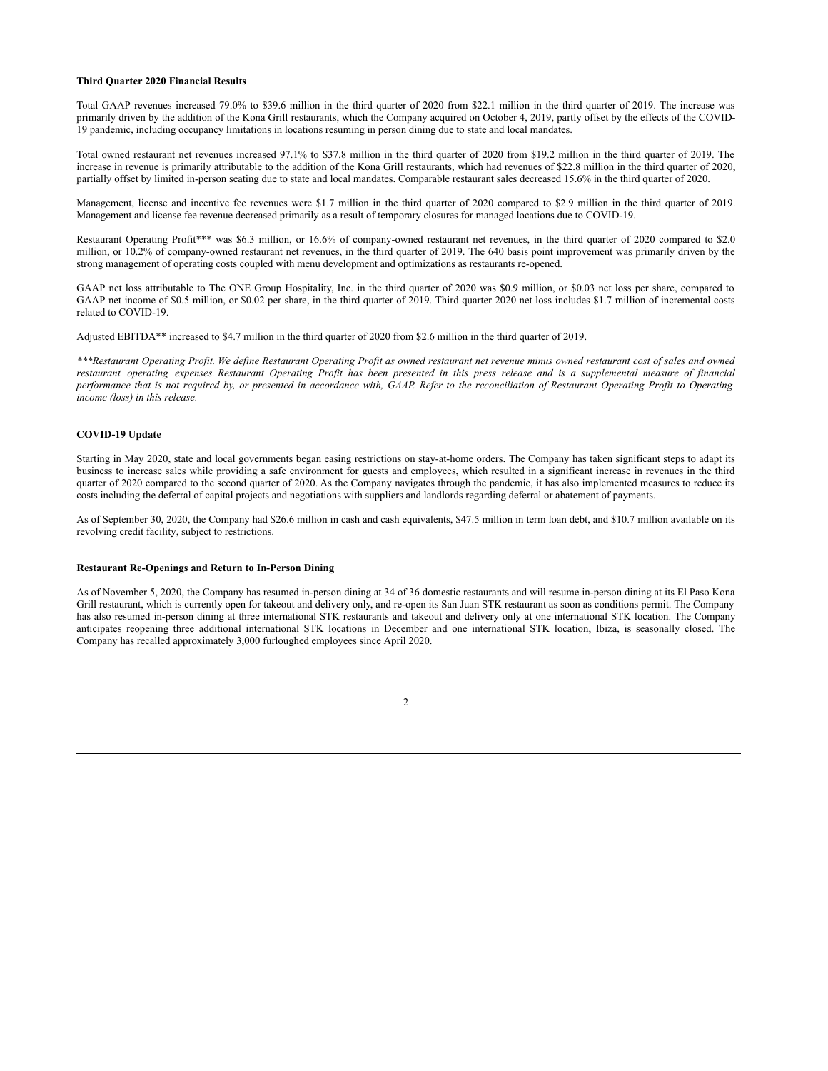**Third Quarter 2020 Financial Results**

Total GAAP revenues increased 79.0% to $39.6 million in the third quarter of 2020 from $22.1 million in the third quarter of 2019. The increase was primarily driven by the addition of the Kona Grill restaurants, which the Company acquired on October 4, 2019, partly offset by the effects of the COVID-19 pandemic, including occupancy limitations in locations resuming in person dining due to state and local mandates.

Total owned restaurant net revenues increased 97.1% to $37.8 million in the third quarter of 2020 from $19.2 million in the third quarter of 2019. The increase in revenue is primarily attributable to the addition of the Kona Grill restaurants, which had revenues of $22.8 million in the third quarter of 2020, partially offset by limited in-person seating due to state and local mandates. Comparable restaurant sales decreased 15.6% in the third quarter of 2020.

Management, license and incentive fee revenues were $1.7 million in the third quarter of 2020 compared to $2.9 million in the third quarter of 2019. Management and license fee revenue decreased primarily as a result of temporary closures for managed locations due to COVID-19.

Restaurant Operating Profit*** was $6.3 million, or 16.6% of company-owned restaurant net revenues, in the third quarter of 2020 compared to $2.0 million, or 10.2% of company-owned restaurant net revenues, in the third quarter of 2019. The 640 basis point improvement was primarily driven by the strong management of operating costs coupled with menu development and optimizations as restaurants re-opened.

GAAP net loss attributable to The ONE Group Hospitality, Inc. in the third quarter of 2020 was $0.9 million, or $0.03 net loss per share, compared to GAAP net income of $0.5 million, or $0.02 per share, in the third quarter of 2019. Third quarter 2020 net loss includes $1.7 million of incremental costs related to COVID-19.

Adjusted EBITDA** increased to $4.7 million in the third quarter of 2020 from $2.6 million in the third quarter of 2019.

*\*\*\*Restaurant Operating Profit. We define Restaurant Operating Profit as owned restaurant net revenue minus owned restaurant cost of sales and owned restaurant operating expenses. Restaurant Operating Profit has been presented in this press release and is a supplemental measure of financial performance that is not required by, or presented in accordance with, GAAP. Refer to the reconciliation of Restaurant Operating Profit to Operating income (loss) in this release.*

**COVID-19 Update**

Starting in May 2020, state and local governments began easing restrictions on stay-at-home orders. The Company has taken significant steps to adapt its business to increase sales while providing a safe environment for guests and employees, which resulted in a significant increase in revenues in the third quarter of 2020 compared to the second quarter of 2020. As the Company navigates through the pandemic, it has also implemented measures to reduce its costs including the deferral of capital projects and negotiations with suppliers and landlords regarding deferral or abatement of payments.

As of September 30, 2020, the Company had $26.6 million in cash and cash equivalents, $47.5 million in term loan debt, and $10.7 million available on its revolving credit facility, subject to restrictions.

**Restaurant Re-Openings and Return to In-Person Dining**

As of November 5, 2020, the Company has resumed in-person dining at 34 of 36 domestic restaurants and will resume in-person dining at its El Paso Kona Grill restaurant, which is currently open for takeout and delivery only, and re-open its San Juan STK restaurant as soon as conditions permit. The Company has also resumed in-person dining at three international STK restaurants and takeout and delivery only at one international STK location. The Company anticipates reopening three additional international STK locations in December and one international STK location, Ibiza, is seasonally closed. The Company has recalled approximately 3,000 furloughed employees since April 2020.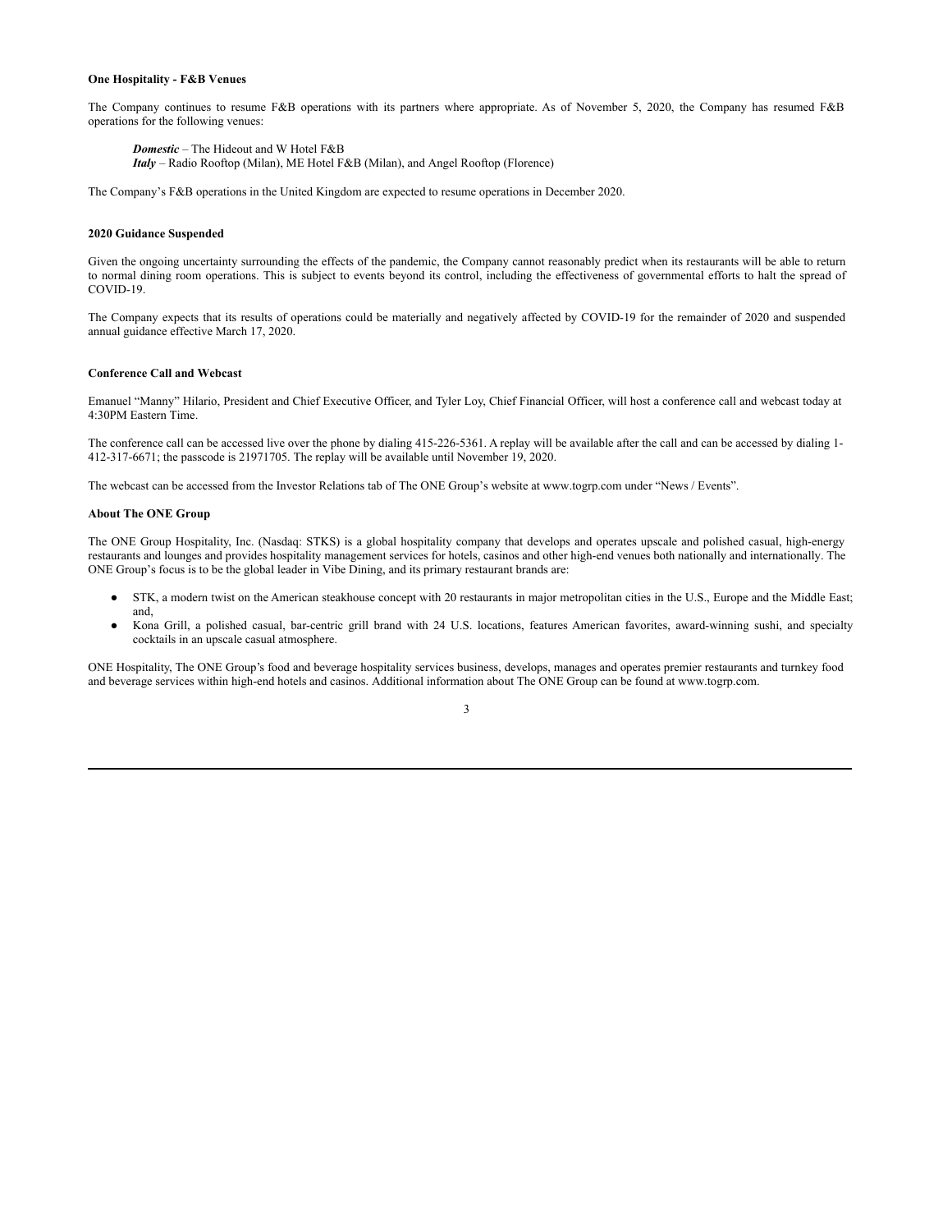**One Hospitality - F&B Venues**

The Company continues to resume F&B operations with its partners where appropriate. As of November 5, 2020, the Company has resumed F&B operations for the following venues:

> ***Domestic*** – The Hideout and W Hotel F&B
> ***Italy*** – Radio Rooftop (Milan), ME Hotel F&B (Milan), and Angel Rooftop (Florence)

The Company's F&B operations in the United Kingdom are expected to resume operations in December 2020.

**2020 Guidance Suspended**

Given the ongoing uncertainty surrounding the effects of the pandemic, the Company cannot reasonably predict when its restaurants will be able to return to normal dining room operations. This is subject to events beyond its control, including the effectiveness of governmental efforts to halt the spread of COVID-19.

The Company expects that its results of operations could be materially and negatively affected by COVID-19 for the remainder of 2020 and suspended annual guidance effective March 17, 2020.

**Conference Call and Webcast**

Emanuel "Manny" Hilario, President and Chief Executive Officer, and Tyler Loy, Chief Financial Officer, will host a conference call and webcast today at 4:30PM Eastern Time.

The conference call can be accessed live over the phone by dialing 415-226-5361. A replay will be available after the call and can be accessed by dialing 1-412-317-6671; the passcode is 21971705. The replay will be available until November 19, 2020.

The webcast can be accessed from the Investor Relations tab of The ONE Group's website at www.togrp.com under "News / Events".

**About The ONE Group**

The ONE Group Hospitality, Inc. (Nasdaq: STKS) is a global hospitality company that develops and operates upscale and polished casual, high-energy restaurants and lounges and provides hospitality management services for hotels, casinos and other high-end venues both nationally and internationally. The ONE Group's focus is to be the global leader in Vibe Dining, and its primary restaurant brands are:

- STK, a modern twist on the American steakhouse concept with 20 restaurants in major metropolitan cities in the U.S., Europe and the Middle East; and,
- Kona Grill, a polished casual, bar-centric grill brand with 24 U.S. locations, features American favorites, award-winning sushi, and specialty cocktails in an upscale casual atmosphere.

ONE Hospitality, The ONE Group's food and beverage hospitality services business, develops, manages and operates premier restaurants and turnkey food and beverage services within high-end hotels and casinos. Additional information about The ONE Group can be found at www.togrp.com.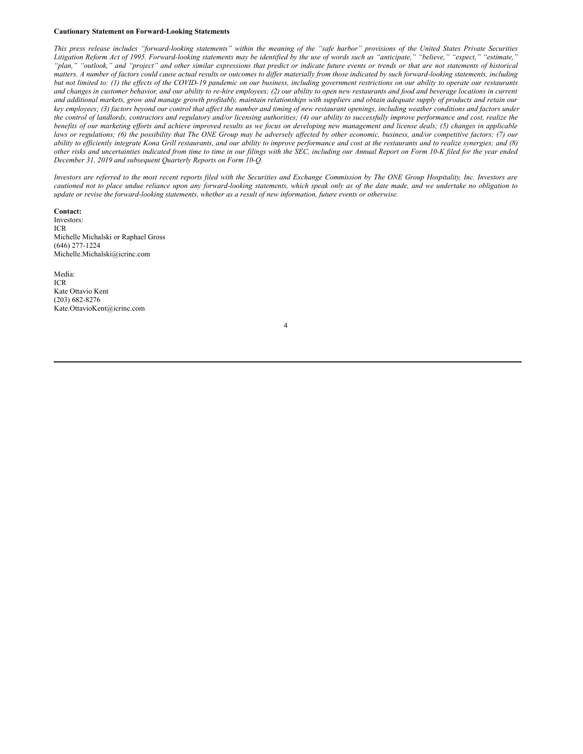**Cautionary Statement on Forward-Looking Statements**

*This press release includes "forward-looking statements" within the meaning of the "safe harbor" provisions of the United States Private Securities Litigation Reform Act of 1995. Forward-looking statements may be identified by the use of words such as "anticipate," "believe," "expect," "estimate," "plan," "outlook," and "project" and other similar expressions that predict or indicate future events or trends or that are not statements of historical matters. A number of factors could cause actual results or outcomes to differ materially from those indicated by such forward-looking statements, including but not limited to: (1) the effects of the COVID-19 pandemic on our business, including government restrictions on our ability to operate our restaurants and changes in customer behavior, and our ability to re-hire employees; (2) our ability to open new restaurants and food and beverage locations in current and additional markets, grow and manage growth profitably, maintain relationships with suppliers and obtain adequate supply of products and retain our key employees; (3) factors beyond our control that affect the number and timing of new restaurant openings, including weather conditions and factors under the control of landlords, contractors and regulatory and/or licensing authorities; (4) our ability to successfully improve performance and cost, realize the benefits of our marketing efforts and achieve improved results as we focus on developing new management and license deals; (5) changes in applicable laws or regulations; (6) the possibility that The ONE Group may be adversely affected by other economic, business, and/or competitive factors; (7) our ability to efficiently integrate Kona Grill restaurants, and our ability to improve performance and cost at the restaurants and to realize synergies; and (8) other risks and uncertainties indicated from time to time in our filings with the SEC, including our Annual Report on Form 10-K filed for the year ended December 31, 2019 and subsequent Quarterly Reports on Form 10-Q.*

*Investors are referred to the most recent reports filed with the Securities and Exchange Commission by The ONE Group Hospitality, Inc. Investors are cautioned not to place undue reliance upon any forward-looking statements, which speak only as of the date made, and we undertake no obligation to update or revise the forward-looking statements, whether as a result of new information, future events or otherwise.*

**Contact:**
Investors:
ICR
Michelle Michalski or Raphael Gross
(646) 277-1224
Michelle.Michalski@icrinc.com

Media:
ICR
Kate Ottavio Kent
(203) 682-8276
Kate.OttavioKent@icrinc.com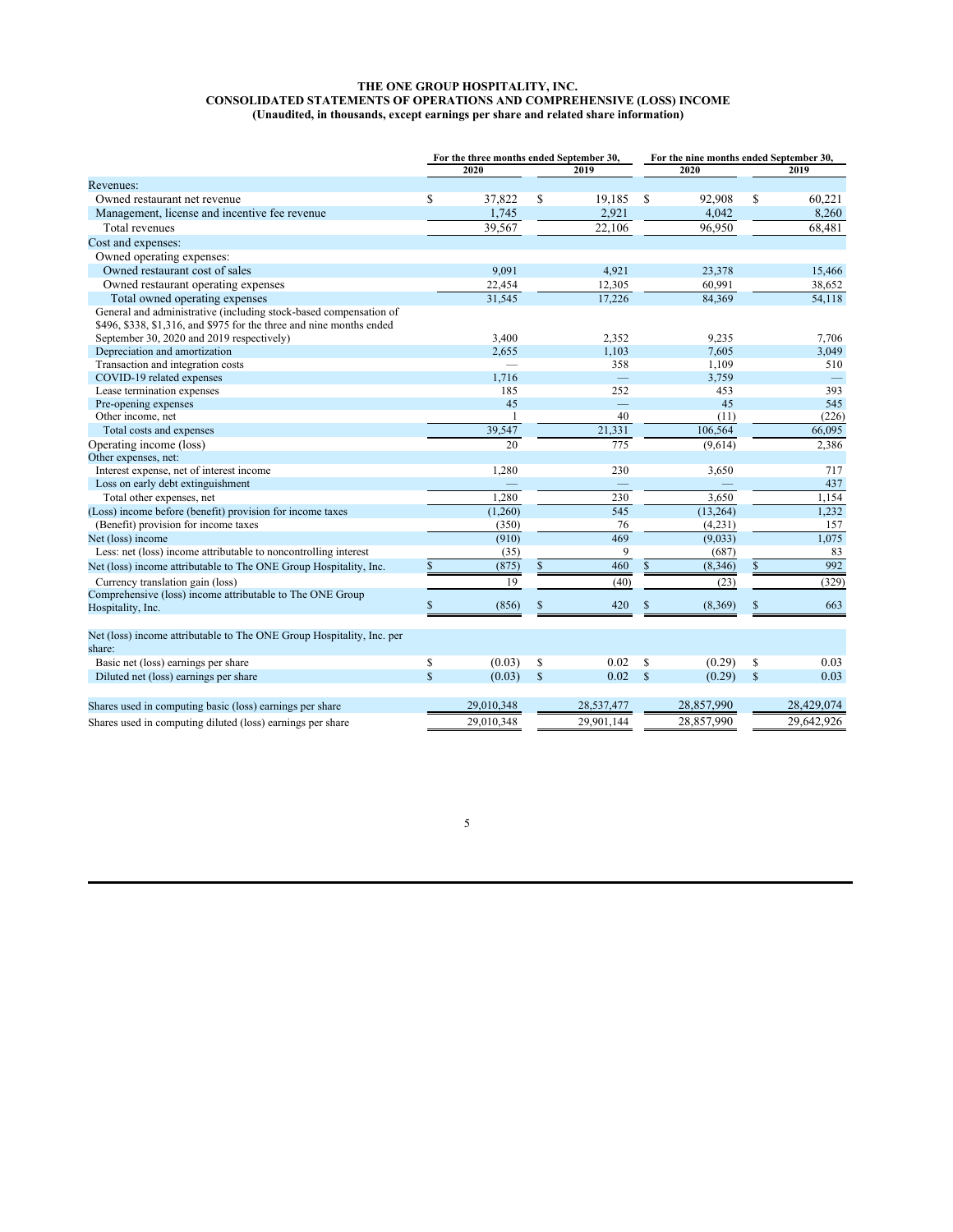# THE ONE GROUP HOSPITALITY, INC.
## CONSOLIDATED STATEMENTS OF OPERATIONS AND COMPREHENSIVE (LOSS) INCOME
### (Unaudited, in thousands, except earnings per share and related share information)

| | For the three months ended September 30, | | For the nine months ended September 30, | |
|---|---|---|---|---|
| | 2020 | 2019 | 2020 | 2019 |
| Revenues: | | | | |
| Owned restaurant net revenue | $ 37,822 | $ 19,185 | $ 92,908 | $ 60,221 |
| Management, license and incentive fee revenue | 1,745 | 2,921 | 4,042 | 8,260 |
| Total revenues | 39,567 | 22,106 | 96,950 | 68,481 |
| Cost and expenses: | | | | |
| Owned operating expenses: | | | | |
| Owned restaurant cost of sales | 9,091 | 4,921 | 23,378 | 15,466 |
| Owned restaurant operating expenses | 22,454 | 12,305 | 60,991 | 38,652 |
| Total owned operating expenses | 31,545 | 17,226 | 84,369 | 54,118 |
| General and administrative (including stock-based compensation of $496, $338, $1,316, and $975 for the three and nine months ended September 30, 2020 and 2019 respectively) | 3,400 | 2,352 | 9,235 | 7,706 |
| Depreciation and amortization | 2,655 | 1,103 | 7,605 | 3,049 |
| Transaction and integration costs | — | 358 | 1,109 | 510 |
| COVID-19 related expenses | 1,716 | — | 3,759 | — |
| Lease termination expenses | 185 | 252 | 453 | 393 |
| Pre-opening expenses | 45 | — | 45 | 545 |
| Other income, net | 1 | 40 | (11) | (226) |
| Total costs and expenses | 39,547 | 21,331 | 106,564 | 66,095 |
| Operating income (loss) | 20 | 775 | (9,614) | 2,386 |
| Other expenses, net: | | | | |
| Interest expense, net of interest income | 1,280 | 230 | 3,650 | 717 |
| Loss on early debt extinguishment | — | — | — | 437 |
| Total other expenses, net | 1,280 | 230 | 3,650 | 1,154 |
| (Loss) income before (benefit) provision for income taxes | (1,260) | 545 | (13,264) | 1,232 |
| (Benefit) provision for income taxes | (350) | 76 | (4,231) | 157 |
| Net (loss) income | (910) | 469 | (9,033) | 1,075 |
| Less: net (loss) income attributable to noncontrolling interest | (35) | 9 | (687) | 83 |
| Net (loss) income attributable to The ONE Group Hospitality, Inc. | $ (875) | $ 460 | $ (8,346) | $ 992 |
| Currency translation gain (loss) | 19 | (40) | (23) | (329) |
| Comprehensive (loss) income attributable to The ONE Group Hospitality, Inc. | $ (856) | $ 420 | $ (8,369) | $ 663 |
| | | | | |
| Net (loss) income attributable to The ONE Group Hospitality, Inc. per share: | | | | |
| Basic net (loss) earnings per share | $ (0.03) | $ 0.02 | $ (0.29) | $ 0.03 |
| Diluted net (loss) earnings per share | $ (0.03) | $ 0.02 | $ (0.29) | $ 0.03 |
| | | | | |
| Shares used in computing basic (loss) earnings per share | 29,010,348 | 28,537,477 | 28,857,990 | 28,429,074 |
| Shares used in computing diluted (loss) earnings per share | 29,010,348 | 29,901,144 | 28,857,990 | 29,642,926 |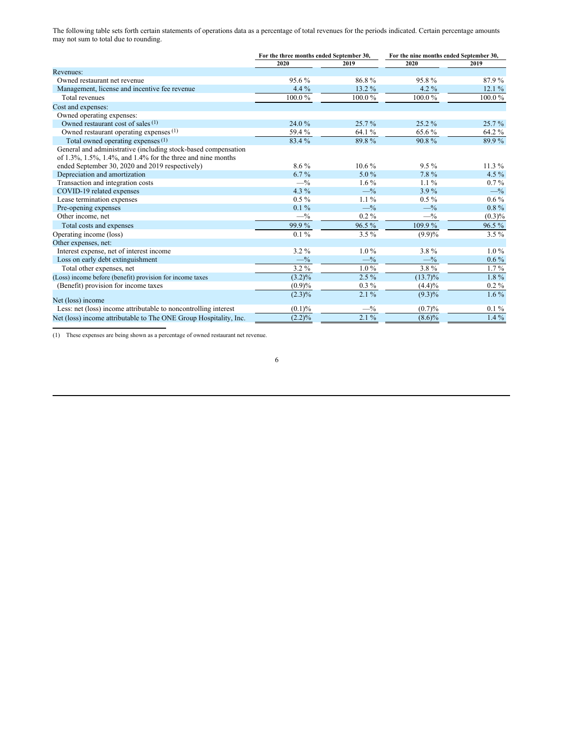The following table sets forth certain statements of operations data as a percentage of total revenues for the periods indicated. Certain percentage amounts may not sum to total due to rounding.

| | For the three months ended September 30, | | For the nine months ended September 30, | |
|---|---|---|---|---|
| | 2020 | 2019 | 2020 | 2019 |
| Revenues: | | | | |
| Owned restaurant net revenue | 95.6 % | 86.8 % | 95.8 % | 87.9 % |
| Management, license and incentive fee revenue | 4.4 % | 13.2 % | 4.2 % | 12.1 % |
| Total revenues | 100.0 % | 100.0 % | 100.0 % | 100.0 % |
| Cost and expenses: | | | | |
| Owned operating expenses: | | | | |
| Owned restaurant cost of sales (1) | 24.0 % | 25.7 % | 25.2 % | 25.7 % |
| Owned restaurant operating expenses (1) | 59.4 % | 64.1 % | 65.6 % | 64.2 % |
| Total owned operating expenses (1) | 83.4 % | 89.8 % | 90.8 % | 89.9 % |
| General and administrative (including stock-based compensation of 1.3%, 1.5%, 1.4%, and 1.4% for the three and nine months ended September 30, 2020 and 2019 respectively) | 8.6 % | 10.6 % | 9.5 % | 11.3 % |
| Depreciation and amortization | 6.7 % | 5.0 % | 7.8 % | 4.5 % |
| Transaction and integration costs | —% | 1.6 % | 1.1 % | 0.7 % |
| COVID-19 related expenses | 4.3 % | —% | 3.9 % | —% |
| Lease termination expenses | 0.5 % | 1.1 % | 0.5 % | 0.6 % |
| Pre-opening expenses | 0.1 % | —% | —% | 0.8 % |
| Other income, net | —% | 0.2 % | —% | (0.3)% |
| Total costs and expenses | 99.9 % | 96.5 % | 109.9 % | 96.5 % |
| Operating income (loss) | 0.1 % | 3.5 % | (9.9)% | 3.5 % |
| Other expenses, net: | | | | |
| Interest expense, net of interest income | 3.2 % | 1.0 % | 3.8 % | 1.0 % |
| Loss on early debt extinguishment | —% | —% | —% | 0.6 % |
| Total other expenses, net | 3.2 % | 1.0 % | 3.8 % | 1.7 % |
| (Loss) income before (benefit) provision for income taxes | (3.2)% | 2.5 % | (13.7)% | 1.8 % |
| (Benefit) provision for income taxes | (0.9)% | 0.3 % | (4.4)% | 0.2 % |
| Net (loss) income | (2.3)% | 2.1 % | (9.3)% | 1.6 % |
| Less: net (loss) income attributable to noncontrolling interest | (0.1)% | —% | (0.7)% | 0.1 % |
| Net (loss) income attributable to The ONE Group Hospitality, Inc. | (2.2)% | 2.1 % | (8.6)% | 1.4 % |

(1) These expenses are being shown as a percentage of owned restaurant net revenue.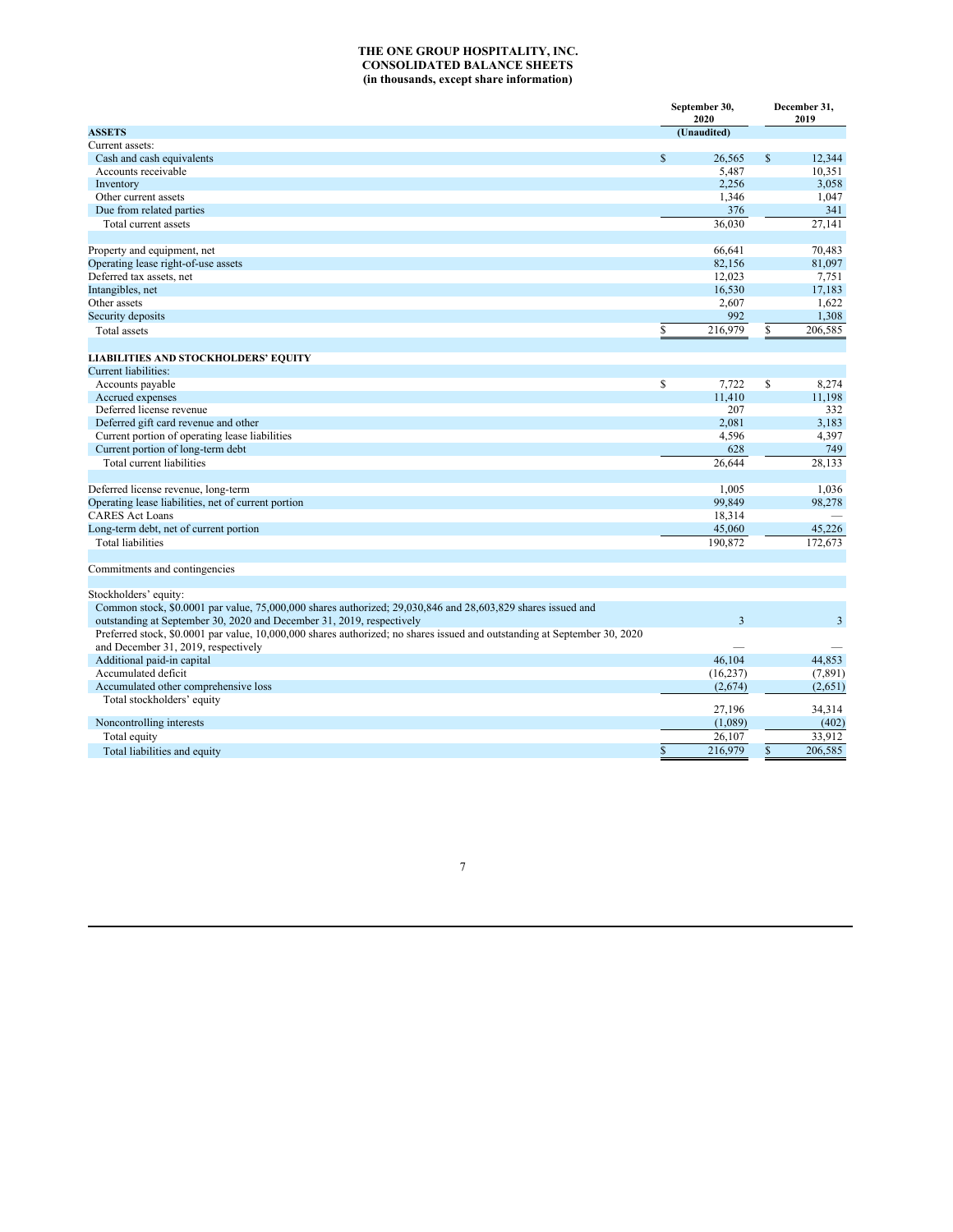**THE ONE GROUP HOSPITALITY, INC.**
**CONSOLIDATED BALANCE SHEETS**
**(in thousands, except share information)**

| | September 30, 2020 | December 31, 2019 |
|---|---|---|
| **ASSETS** | (Unaudited) | |
| Current assets: | | |
| Cash and cash equivalents | $ 26,565 | $ 12,344 |
| Accounts receivable | 5,487 | 10,351 |
| Inventory | 2,256 | 3,058 |
| Other current assets | 1,346 | 1,047 |
| Due from related parties | 376 | 341 |
| Total current assets | 36,030 | 27,141 |
| | | |
| Property and equipment, net | 66,641 | 70,483 |
| Operating lease right-of-use assets | 82,156 | 81,097 |
| Deferred tax assets, net | 12,023 | 7,751 |
| Intangibles, net | 16,530 | 17,183 |
| Other assets | 2,607 | 1,622 |
| Security deposits | 992 | 1,308 |
| Total assets | $ 216,979 | $ 206,585 |
| | | |
| **LIABILITIES AND STOCKHOLDERS' EQUITY** | | |
| Current liabilities: | | |
| Accounts payable | $ 7,722 | $ 8,274 |
| Accrued expenses | 11,410 | 11,198 |
| Deferred license revenue | 207 | 332 |
| Deferred gift card revenue and other | 2,081 | 3,183 |
| Current portion of operating lease liabilities | 4,596 | 4,397 |
| Current portion of long-term debt | 628 | 749 |
| Total current liabilities | 26,644 | 28,133 |
| | | |
| Deferred license revenue, long-term | 1,005 | 1,036 |
| Operating lease liabilities, net of current portion | 99,849 | 98,278 |
| CARES Act Loans | 18,314 | — |
| Long-term debt, net of current portion | 45,060 | 45,226 |
| Total liabilities | 190,872 | 172,673 |
| | | |
| Commitments and contingencies | | |
| | | |
| Stockholders' equity: | | |
| Common stock, $0.0001 par value, 75,000,000 shares authorized; 29,030,846 and 28,603,829 shares issued and outstanding at September 30, 2020 and December 31, 2019, respectively | 3 | 3 |
| Preferred stock, $0.0001 par value, 10,000,000 shares authorized; no shares issued and outstanding at September 30, 2020 and December 31, 2019, respectively | — | — |
| Additional paid-in capital | 46,104 | 44,853 |
| Accumulated deficit | (16,237) | (7,891) |
| Accumulated other comprehensive loss | (2,674) | (2,651) |
| Total stockholders' equity | 27,196 | 34,314 |
| Noncontrolling interests | (1,089) | (402) |
| Total equity | 26,107 | 33,912 |
| Total liabilities and equity | $ 216,979 | $ 206,585 |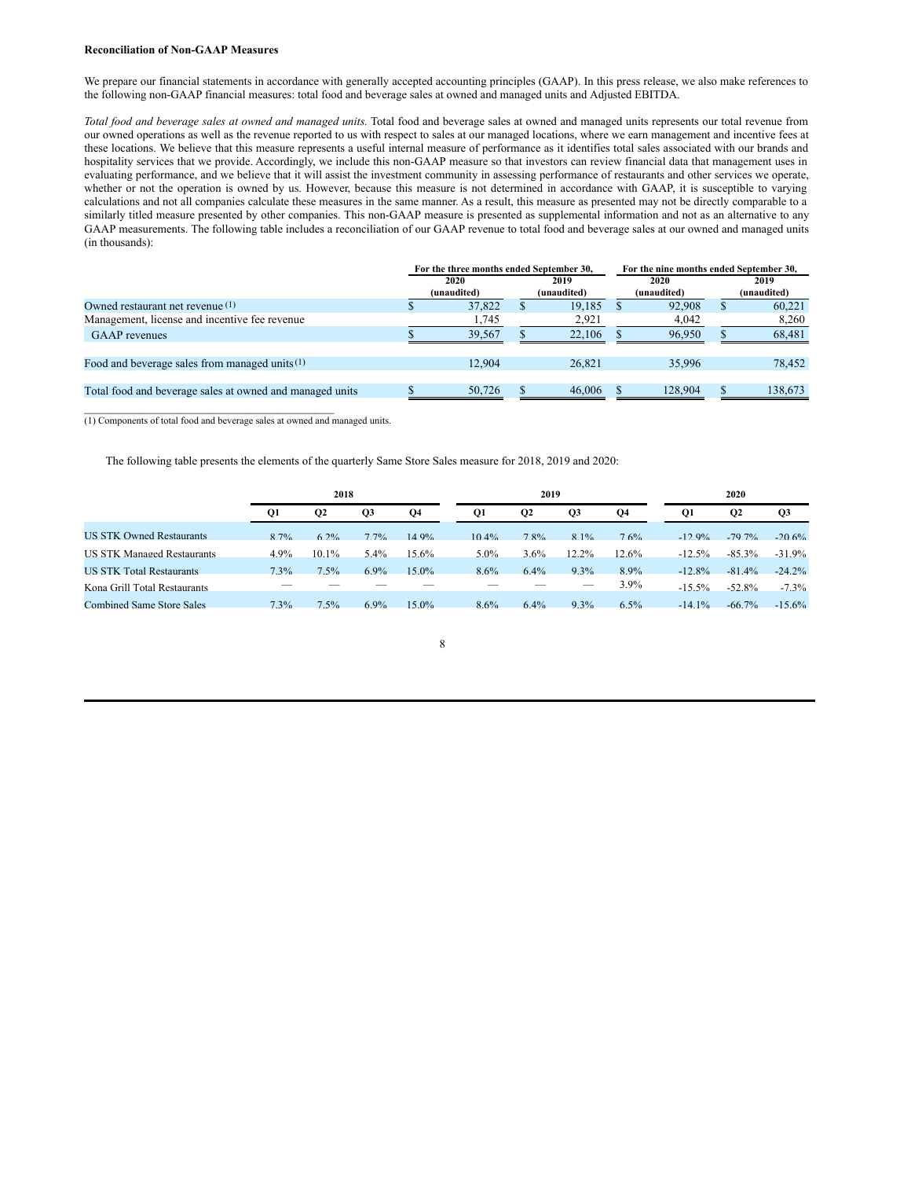**Reconciliation of Non-GAAP Measures**

We prepare our financial statements in accordance with generally accepted accounting principles (GAAP). In this press release, we also make references to the following non-GAAP financial measures: total food and beverage sales at owned and managed units and Adjusted EBITDA.

*Total food and beverage sales at owned and managed units.* Total food and beverage sales at owned and managed units represents our total revenue from our owned operations as well as the revenue reported to us with respect to sales at our managed locations, where we earn management and incentive fees at these locations. We believe that this measure represents a useful internal measure of performance as it identifies total sales associated with our brands and hospitality services that we provide. Accordingly, we include this non-GAAP measure so that investors can review financial data that management uses in evaluating performance, and we believe that it will assist the investment community in assessing performance of restaurants and other services we operate, whether or not the operation is owned by us. However, because this measure is not determined in accordance with GAAP, it is susceptible to varying calculations and not all companies calculate these measures in the same manner. As a result, this measure as presented may not be directly comparable to a similarly titled measure presented by other companies. This non-GAAP measure is presented as supplemental information and not as an alternative to any GAAP measurements. The following table includes a reconciliation of our GAAP revenue to total food and beverage sales at our owned and managed units (in thousands):

| | For the three months ended September 30, | | For the nine months ended September 30, | |
|---|---|---|---|---|
| | 2020 (unaudited) | 2019 (unaudited) | 2020 (unaudited) | 2019 (unaudited) |
| Owned restaurant net revenue (1) | $ 37,822 | $ 19,185 | $ 92,908 | $ 60,221 |
| Management, license and incentive fee revenue | 1,745 | 2,921 | 4,042 | 8,260 |
| GAAP revenues | $ 39,567 | $ 22,106 | $ 96,950 | $ 68,481 |
| | | | | |
| Food and beverage sales from managed units (1) | 12,904 | 26,821 | 35,996 | 78,452 |
| | | | | |
| Total food and beverage sales at owned and managed units | $ 50,726 | $ 46,006 | $ 128,904 | $ 138,673 |

(1) Components of total food and beverage sales at owned and managed units.

The following table presents the elements of the quarterly Same Store Sales measure for 2018, 2019 and 2020:

| | 2018 | | | | 2019 | | | | 2020 | | |
|---|---|---|---|---|---|---|---|---|---|---|---|
| | Q1 | Q2 | Q3 | Q4 | Q1 | Q2 | Q3 | Q4 | Q1 | Q2 | Q3 |
| US STK Owned Restaurants | 8.7% | 6.2% | 7.7% | 14.9% | 10.4% | 7.8% | 8.1% | 7.6% | -12.9% | -79.7% | -20.6% |
| US STK Managed Restaurants | 4.9% | 10.1% | 5.4% | 15.6% | 5.0% | 3.6% | 12.2% | 12.6% | -12.5% | -85.3% | -31.9% |
| US STK Total Restaurants | 7.3% | 7.5% | 6.9% | 15.0% | 8.6% | 6.4% | 9.3% | 8.9% | -12.8% | -81.4% | -24.2% |
| Kona Grill Total Restaurants | — | — | — | — | — | — | — | 3.9% | -15.5% | -52.8% | -7.3% |
| Combined Same Store Sales | 7.3% | 7.5% | 6.9% | 15.0% | 8.6% | 6.4% | 9.3% | 6.5% | -14.1% | -66.7% | -15.6% |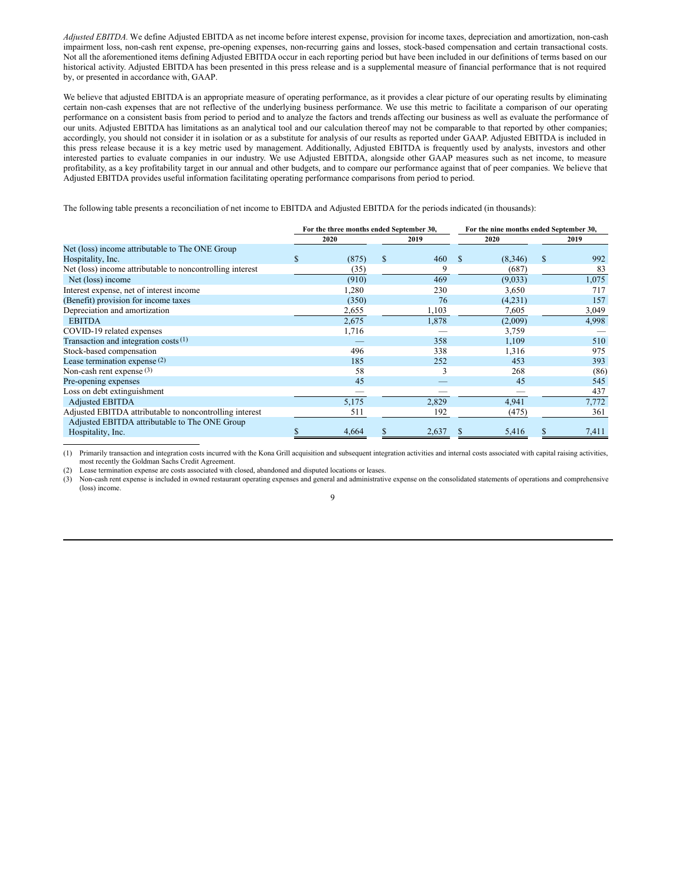*Adjusted EBITDA.* We define Adjusted EBITDA as net income before interest expense, provision for income taxes, depreciation and amortization, non-cash impairment loss, non-cash rent expense, pre-opening expenses, non-recurring gains and losses, stock-based compensation and certain transactional costs. Not all the aforementioned items defining Adjusted EBITDA occur in each reporting period but have been included in our definitions of terms based on our historical activity. Adjusted EBITDA has been presented in this press release and is a supplemental measure of financial performance that is not required by, or presented in accordance with, GAAP.

We believe that adjusted EBITDA is an appropriate measure of operating performance, as it provides a clear picture of our operating results by eliminating certain non-cash expenses that are not reflective of the underlying business performance. We use this metric to facilitate a comparison of our operating performance on a consistent basis from period to period and to analyze the factors and trends affecting our business as well as evaluate the performance of our units. Adjusted EBITDA has limitations as an analytical tool and our calculation thereof may not be comparable to that reported by other companies; accordingly, you should not consider it in isolation or as a substitute for analysis of our results as reported under GAAP. Adjusted EBITDA is included in this press release because it is a key metric used by management. Additionally, Adjusted EBITDA is frequently used by analysts, investors and other interested parties to evaluate companies in our industry. We use Adjusted EBITDA, alongside other GAAP measures such as net income, to measure profitability, as a key profitability target in our annual and other budgets, and to compare our performance against that of peer companies. We believe that Adjusted EBITDA provides useful information facilitating operating performance comparisons from period to period.

The following table presents a reconciliation of net income to EBITDA and Adjusted EBITDA for the periods indicated (in thousands):

| | For the three months ended September 30, | | For the nine months ended September 30, | |
|---|---|---|---|---|
| | 2020 | 2019 | 2020 | 2019 |
| Net (loss) income attributable to The ONE Group Hospitality, Inc. | $ (875) | $ 460 | $ (8,346) | $ 992 |
| Net (loss) income attributable to noncontrolling interest | (35) | 9 | (687) | 83 |
| Net (loss) income | (910) | 469 | (9,033) | 1,075 |
| Interest expense, net of interest income | 1,280 | 230 | 3,650 | 717 |
| (Benefit) provision for income taxes | (350) | 76 | (4,231) | 157 |
| Depreciation and amortization | 2,655 | 1,103 | 7,605 | 3,049 |
| EBITDA | 2,675 | 1,878 | (2,009) | 4,998 |
| COVID-19 related expenses | 1,716 | — | 3,759 | — |
| Transaction and integration costs (1) | — | 358 | 1,109 | 510 |
| Stock-based compensation | 496 | 338 | 1,316 | 975 |
| Lease termination expense (2) | 185 | 252 | 453 | 393 |
| Non-cash rent expense (3) | 58 | 3 | 268 | (86) |
| Pre-opening expenses | 45 | — | 45 | 545 |
| Loss on debt extinguishment | — | — | — | 437 |
| Adjusted EBITDA | 5,175 | 2,829 | 4,941 | 7,772 |
| Adjusted EBITDA attributable to noncontrolling interest | 511 | 192 | (475) | 361 |
| Adjusted EBITDA attributable to The ONE Group Hospitality, Inc. | $ 4,664 | $ 2,637 | $ 5,416 | $ 7,411 |

(1) Primarily transaction and integration costs incurred with the Kona Grill acquisition and subsequent integration activities and internal costs associated with capital raising activities, most recently the Goldman Sachs Credit Agreement.

(2) Lease termination expense are costs associated with closed, abandoned and disputed locations or leases.

(3) Non-cash rent expense is included in owned restaurant operating expenses and general and administrative expense on the consolidated statements of operations and comprehensive (loss) income.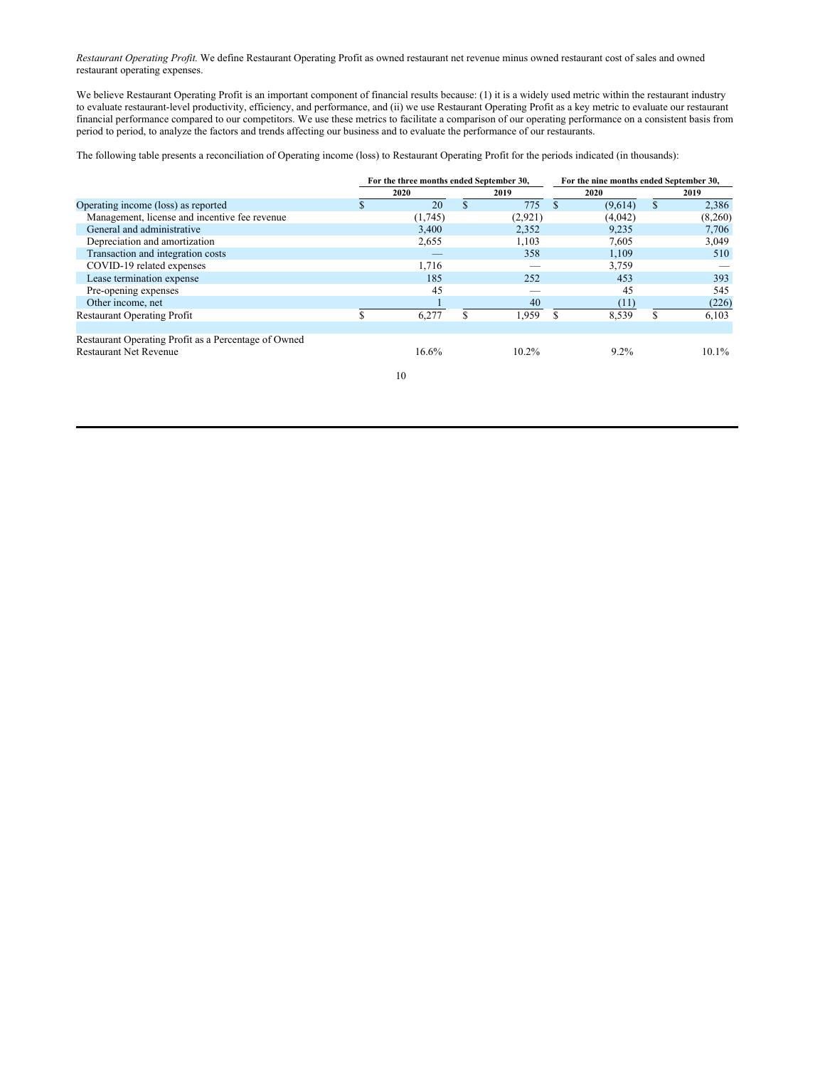*Restaurant Operating Profit.* We define Restaurant Operating Profit as owned restaurant net revenue minus owned restaurant cost of sales and owned restaurant operating expenses.

We believe Restaurant Operating Profit is an important component of financial results because: (1) it is a widely used metric within the restaurant industry to evaluate restaurant-level productivity, efficiency, and performance, and (ii) we use Restaurant Operating Profit as a key metric to evaluate our restaurant financial performance compared to our competitors. We use these metrics to facilitate a comparison of our operating performance on a consistent basis from period to period, to analyze the factors and trends affecting our business and to evaluate the performance of our restaurants.

The following table presents a reconciliation of Operating income (loss) to Restaurant Operating Profit for the periods indicated (in thousands):

| | For the three months ended September 30, | | For the nine months ended September 30, | |
|---|---|---|---|---|
| | 2020 | 2019 | 2020 | 2019 |
| Operating income (loss) as reported | $ 20 | $ 775 | $ (9,614) | $ 2,386 |
| Management, license and incentive fee revenue | (1,745) | (2,921) | (4,042) | (8,260) |
| General and administrative | 3,400 | 2,352 | 9,235 | 7,706 |
| Depreciation and amortization | 2,655 | 1,103 | 7,605 | 3,049 |
| Transaction and integration costs | — | 358 | 1,109 | 510 |
| COVID-19 related expenses | 1,716 | — | 3,759 | — |
| Lease termination expense | 185 | 252 | 453 | 393 |
| Pre-opening expenses | 45 | — | 45 | 545 |
| Other income, net | 1 | 40 | (11) | (226) |
| Restaurant Operating Profit | $ 6,277 | $ 1,959 | $ 8,539 | $ 6,103 |
| | | | | |
| Restaurant Operating Profit as a Percentage of Owned Restaurant Net Revenue | 16.6% | 10.2% | 9.2% | 10.1% |